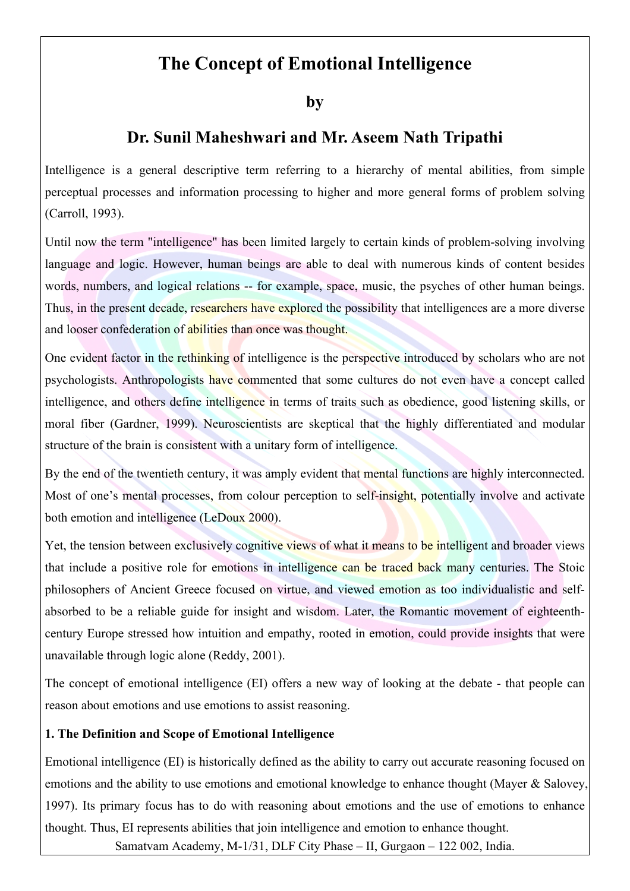# The Concept of Emotional Intelligence

## by

## Dr. Sunil Maheshwari and Mr. Aseem Nath Tripathi

Intelligence is a general descriptive term referring to a hierarchy of mental abilities, from simple perceptual processes and information processing to higher and more general forms of problem solving (Carroll, 1993).

Until now the term "intelligence" has been limited largely to certain kinds of problem-solving involving language and logic. However, human beings are able to deal with numerous kinds of content besides words, numbers, and logical relations -- for example, space, music, the psyches of other human beings. Thus, in the present decade, researchers have explored the possibility that intelligences are a more diverse and looser confederation of abilities than once was thought.

One evident factor in the rethinking of intelligence is the perspective introduced by scholars who are not psychologists. Anthropologists have commented that some cultures do not even have a concept called intelligence, and others define intelligence in terms of traits such as obedience, good listening skills, or moral fiber (Gardner, 1999). Neuroscientists are skeptical that the highly differentiated and modular structure of the brain is consistent with a unitary form of intelligence.

By the end of the twentieth century, it was amply evident that mental functions are highly interconnected. Most of one's mental processes, from colour perception to self-insight, potentially involve and activate both emotion and intelligence (LeDoux 2000).

Yet, the tension between exclusively cognitive views of what it means to be intelligent and broader views that include a positive role for emotions in intelligence can be traced back many centuries. The Stoic philosophers of Ancient Greece focused on virtue, and viewed emotion as too individualistic and self-absorbed to be a reliable guide for insight and wisdom. Later, the Romantic movement of eighteenth-century Europe stressed how intuition and empathy, rooted in emotion, could provide insights that were unavailable through logic alone (Reddy, 2001).

The concept of emotional intelligence (EI) offers a new way of looking at the debate - that people can reason about emotions and use emotions to assist reasoning.

**1. The Definition and Scope of Emotional Intelligence**

Emotional intelligence (EI) is historically defined as the ability to carry out accurate reasoning focused on emotions and the ability to use emotions and emotional knowledge to enhance thought (Mayer & Salovey, 1997). Its primary focus has to do with reasoning about emotions and the use of emotions to enhance thought. Thus, EI represents abilities that join intelligence and emotion to enhance thought.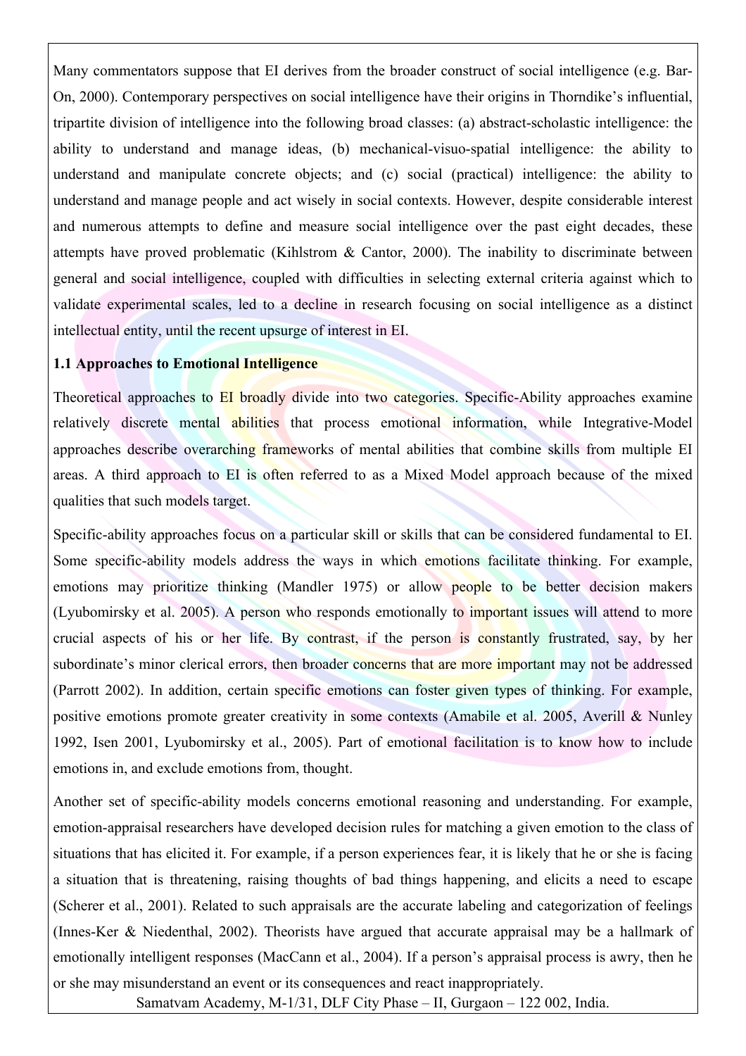Many commentators suppose that EI derives from the broader construct of social intelligence (e.g. Bar-On, 2000). Contemporary perspectives on social intelligence have their origins in Thorndike's influential, tripartite division of intelligence into the following broad classes: (a) abstract-scholastic intelligence: the ability to understand and manage ideas, (b) mechanical-visuo-spatial intelligence: the ability to understand and manipulate concrete objects; and (c) social (practical) intelligence: the ability to understand and manage people and act wisely in social contexts. However, despite considerable interest and numerous attempts to define and measure social intelligence over the past eight decades, these attempts have proved problematic (Kihlstrom & Cantor, 2000). The inability to discriminate between general and social intelligence, coupled with difficulties in selecting external criteria against which to validate experimental scales, led to a decline in research focusing on social intelligence as a distinct intellectual entity, until the recent upsurge of interest in EI.

### 1.1 Approaches to Emotional Intelligence

Theoretical approaches to EI broadly divide into two categories. Specific-Ability approaches examine relatively discrete mental abilities that process emotional information, while Integrative-Model approaches describe overarching frameworks of mental abilities that combine skills from multiple EI areas. A third approach to EI is often referred to as a Mixed Model approach because of the mixed qualities that such models target.

Specific-ability approaches focus on a particular skill or skills that can be considered fundamental to EI. Some specific-ability models address the ways in which emotions facilitate thinking. For example, emotions may prioritize thinking (Mandler 1975) or allow people to be better decision makers (Lyubomirsky et al. 2005). A person who responds emotionally to important issues will attend to more crucial aspects of his or her life. By contrast, if the person is constantly frustrated, say, by her subordinate's minor clerical errors, then broader concerns that are more important may not be addressed (Parrott 2002). In addition, certain specific emotions can foster given types of thinking. For example, positive emotions promote greater creativity in some contexts (Amabile et al. 2005, Averill & Nunley 1992, Isen 2001, Lyubomirsky et al., 2005). Part of emotional facilitation is to know how to include emotions in, and exclude emotions from, thought.

Another set of specific-ability models concerns emotional reasoning and understanding. For example, emotion-appraisal researchers have developed decision rules for matching a given emotion to the class of situations that has elicited it. For example, if a person experiences fear, it is likely that he or she is facing a situation that is threatening, raising thoughts of bad things happening, and elicits a need to escape (Scherer et al., 2001). Related to such appraisals are the accurate labeling and categorization of feelings (Innes-Ker & Niedenthal, 2002). Theorists have argued that accurate appraisal may be a hallmark of emotionally intelligent responses (MacCann et al., 2004). If a person's appraisal process is awry, then he or she may misunderstand an event or its consequences and react inappropriately.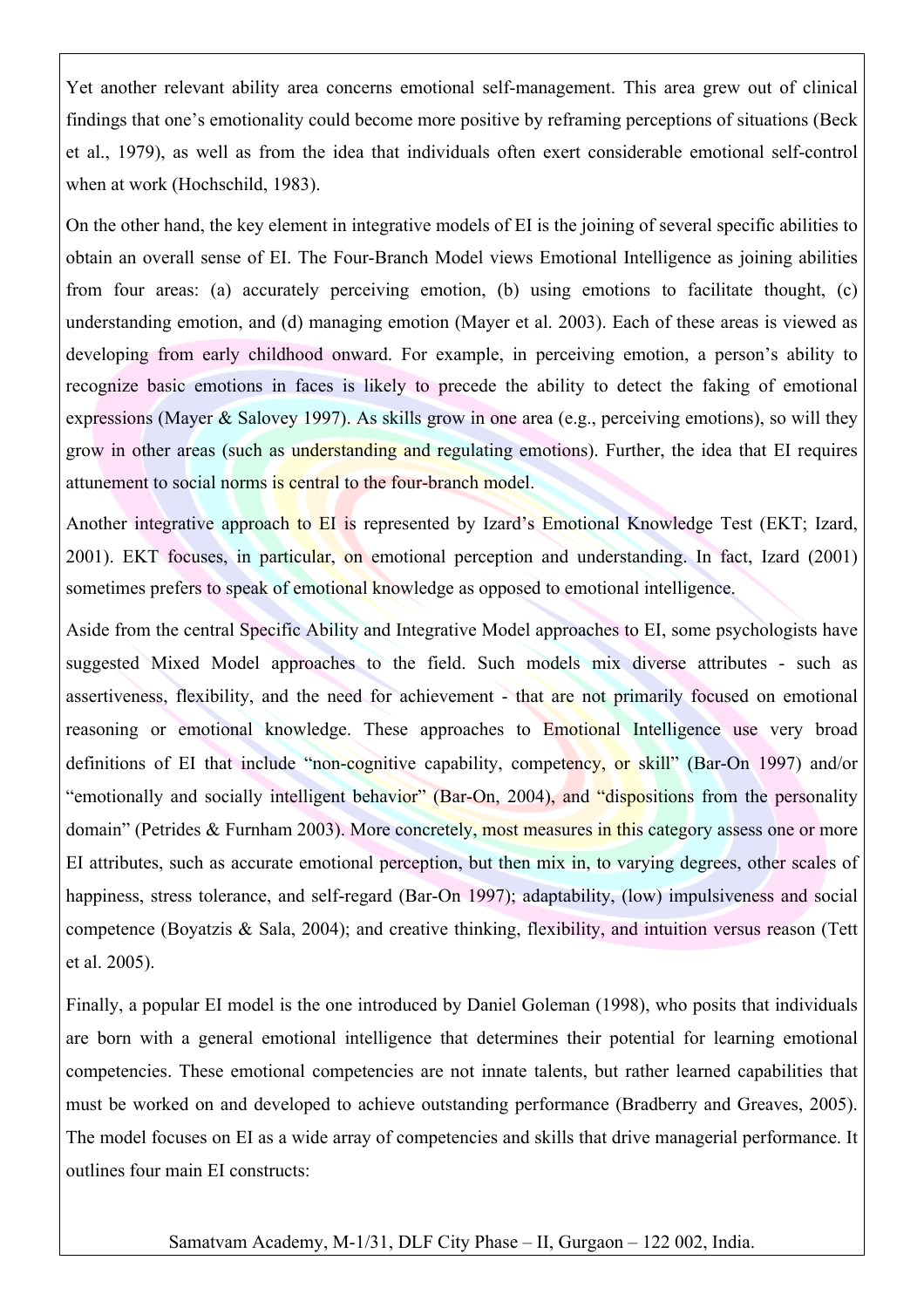Yet another relevant ability area concerns emotional self-management. This area grew out of clinical findings that one's emotionality could become more positive by reframing perceptions of situations (Beck et al., 1979), as well as from the idea that individuals often exert considerable emotional self-control when at work (Hochschild, 1983).

On the other hand, the key element in integrative models of EI is the joining of several specific abilities to obtain an overall sense of EI. The Four-Branch Model views Emotional Intelligence as joining abilities from four areas: (a) accurately perceiving emotion, (b) using emotions to facilitate thought, (c) understanding emotion, and (d) managing emotion (Mayer et al. 2003). Each of these areas is viewed as developing from early childhood onward. For example, in perceiving emotion, a person's ability to recognize basic emotions in faces is likely to precede the ability to detect the faking of emotional expressions (Mayer & Salovey 1997). As skills grow in one area (e.g., perceiving emotions), so will they grow in other areas (such as understanding and regulating emotions). Further, the idea that EI requires attunement to social norms is central to the four-branch model.

Another integrative approach to EI is represented by Izard's Emotional Knowledge Test (EKT; Izard, 2001). EKT focuses, in particular, on emotional perception and understanding. In fact, Izard (2001) sometimes prefers to speak of emotional knowledge as opposed to emotional intelligence.

Aside from the central Specific Ability and Integrative Model approaches to EI, some psychologists have suggested Mixed Model approaches to the field. Such models mix diverse attributes - such as assertiveness, flexibility, and the need for achievement - that are not primarily focused on emotional reasoning or emotional knowledge. These approaches to Emotional Intelligence use very broad definitions of EI that include "non-cognitive capability, competency, or skill" (Bar-On 1997) and/or "emotionally and socially intelligent behavior" (Bar-On, 2004), and "dispositions from the personality domain" (Petrides & Furnham 2003). More concretely, most measures in this category assess one or more EI attributes, such as accurate emotional perception, but then mix in, to varying degrees, other scales of happiness, stress tolerance, and self-regard (Bar-On 1997); adaptability, (low) impulsiveness and social competence (Boyatzis & Sala, 2004); and creative thinking, flexibility, and intuition versus reason (Tett et al. 2005).

Finally, a popular EI model is the one introduced by Daniel Goleman (1998), who posits that individuals are born with a general emotional intelligence that determines their potential for learning emotional competencies. These emotional competencies are not innate talents, but rather learned capabilities that must be worked on and developed to achieve outstanding performance (Bradberry and Greaves, 2005). The model focuses on EI as a wide array of competencies and skills that drive managerial performance. It outlines four main EI constructs: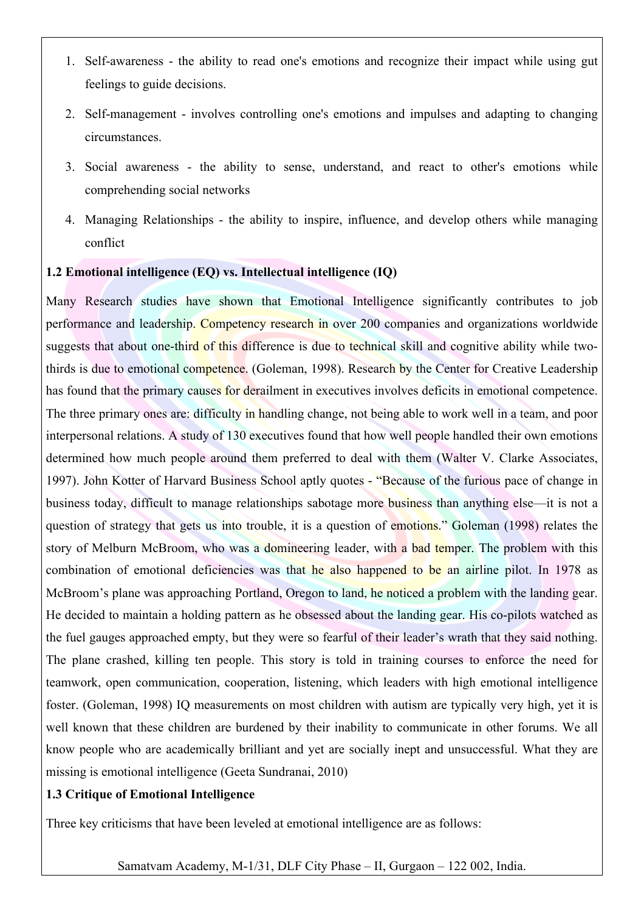1. Self-awareness - the ability to read one's emotions and recognize their impact while using gut feelings to guide decisions.
2. Self-management - involves controlling one's emotions and impulses and adapting to changing circumstances.
3. Social awareness - the ability to sense, understand, and react to other's emotions while comprehending social networks
4. Managing Relationships - the ability to inspire, influence, and develop others while managing conflict

**1.2 Emotional intelligence (EQ) vs. Intellectual intelligence (IQ)**

Many Research studies have shown that Emotional Intelligence significantly contributes to job performance and leadership. Competency research in over 200 companies and organizations worldwide suggests that about one-third of this difference is due to technical skill and cognitive ability while two-thirds is due to emotional competence. (Goleman, 1998). Research by the Center for Creative Leadership has found that the primary causes for derailment in executives involves deficits in emotional competence. The three primary ones are: difficulty in handling change, not being able to work well in a team, and poor interpersonal relations. A study of 130 executives found that how well people handled their own emotions determined how much people around them preferred to deal with them (Walter V. Clarke Associates, 1997). John Kotter of Harvard Business School aptly quotes - "Because of the furious pace of change in business today, difficult to manage relationships sabotage more business than anything else—it is not a question of strategy that gets us into trouble, it is a question of emotions." Goleman (1998) relates the story of Melburn McBroom, who was a domineering leader, with a bad temper. The problem with this combination of emotional deficiencies was that he also happened to be an airline pilot. In 1978 as McBroom's plane was approaching Portland, Oregon to land, he noticed a problem with the landing gear. He decided to maintain a holding pattern as he obsessed about the landing gear. His co-pilots watched as the fuel gauges approached empty, but they were so fearful of their leader's wrath that they said nothing. The plane crashed, killing ten people. This story is told in training courses to enforce the need for teamwork, open communication, cooperation, listening, which leaders with high emotional intelligence foster. (Goleman, 1998) IQ measurements on most children with autism are typically very high, yet it is well known that these children are burdened by their inability to communicate in other forums. We all know people who are academically brilliant and yet are socially inept and unsuccessful. What they are missing is emotional intelligence (Geeta Sundranai, 2010)

**1.3 Critique of Emotional Intelligence**

Three key criticisms that have been leveled at emotional intelligence are as follows: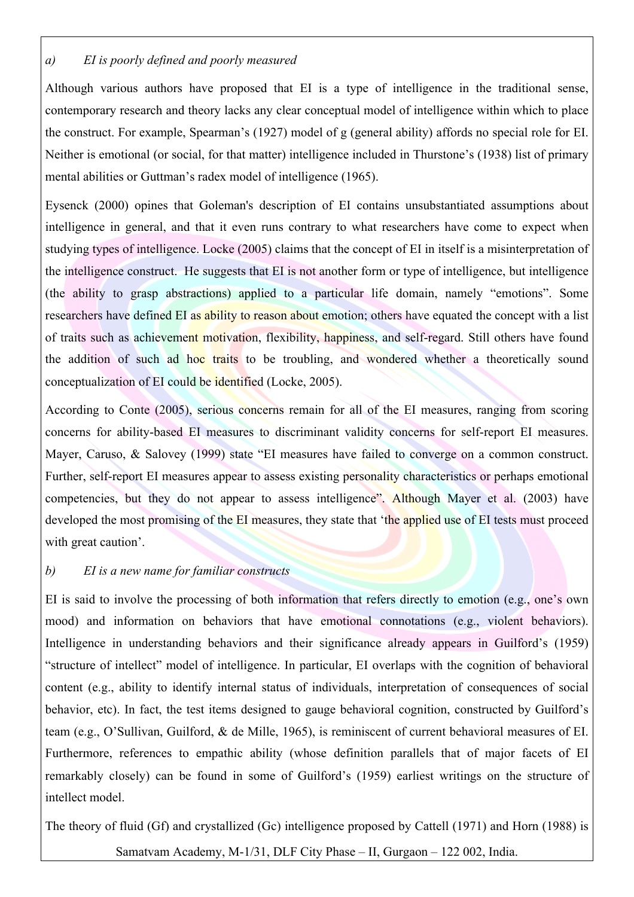*a) EI is poorly defined and poorly measured*

Although various authors have proposed that EI is a type of intelligence in the traditional sense, contemporary research and theory lacks any clear conceptual model of intelligence within which to place the construct. For example, Spearman's (1927) model of g (general ability) affords no special role for EI. Neither is emotional (or social, for that matter) intelligence included in Thurstone's (1938) list of primary mental abilities or Guttman's radex model of intelligence (1965).

Eysenck (2000) opines that Goleman's description of EI contains unsubstantiated assumptions about intelligence in general, and that it even runs contrary to what researchers have come to expect when studying types of intelligence. Locke (2005) claims that the concept of EI in itself is a misinterpretation of the intelligence construct. He suggests that EI is not another form or type of intelligence, but intelligence (the ability to grasp abstractions) applied to a particular life domain, namely "emotions". Some researchers have defined EI as ability to reason about emotion; others have equated the concept with a list of traits such as achievement motivation, flexibility, happiness, and self-regard. Still others have found the addition of such ad hoc traits to be troubling, and wondered whether a theoretically sound conceptualization of EI could be identified (Locke, 2005).

According to Conte (2005), serious concerns remain for all of the EI measures, ranging from scoring concerns for ability-based EI measures to discriminant validity concerns for self-report EI measures. Mayer, Caruso, & Salovey (1999) state "EI measures have failed to converge on a common construct. Further, self-report EI measures appear to assess existing personality characteristics or perhaps emotional competencies, but they do not appear to assess intelligence". Although Mayer et al. (2003) have developed the most promising of the EI measures, they state that 'the applied use of EI tests must proceed with great caution'.

*b) EI is a new name for familiar constructs*

EI is said to involve the processing of both information that refers directly to emotion (e.g., one's own mood) and information on behaviors that have emotional connotations (e.g., violent behaviors). Intelligence in understanding behaviors and their significance already appears in Guilford's (1959) "structure of intellect" model of intelligence. In particular, EI overlaps with the cognition of behavioral content (e.g., ability to identify internal status of individuals, interpretation of consequences of social behavior, etc). In fact, the test items designed to gauge behavioral cognition, constructed by Guilford's team (e.g., O'Sullivan, Guilford, & de Mille, 1965), is reminiscent of current behavioral measures of EI. Furthermore, references to empathic ability (whose definition parallels that of major facets of EI remarkably closely) can be found in some of Guilford's (1959) earliest writings on the structure of intellect model.

The theory of fluid (Gf) and crystallized (Gc) intelligence proposed by Cattell (1971) and Horn (1988) is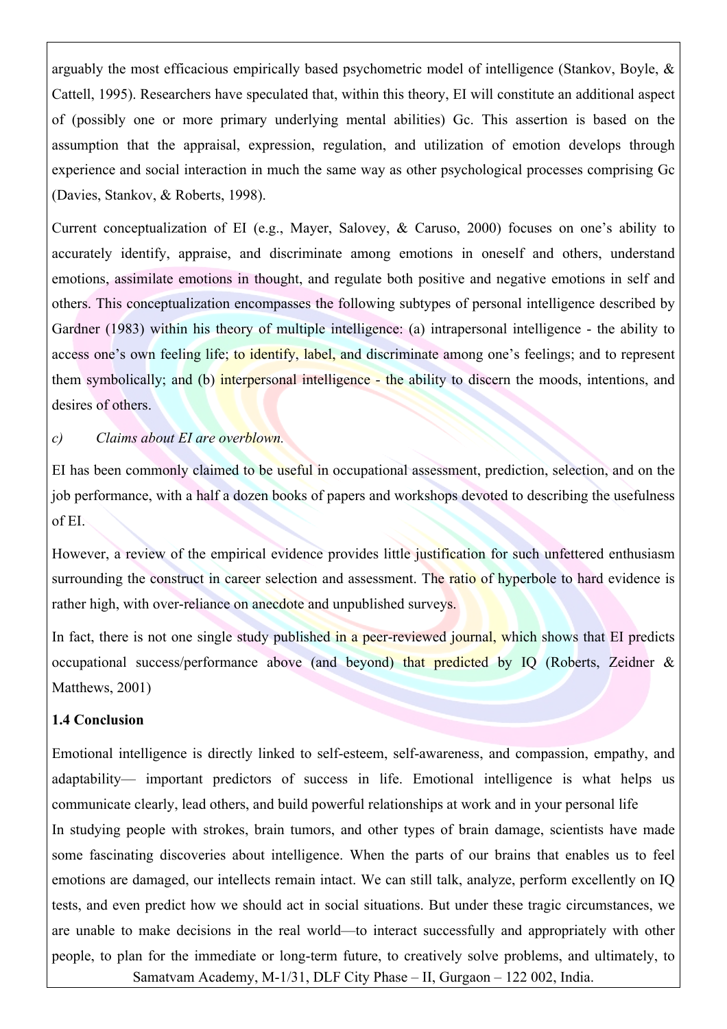arguably the most efficacious empirically based psychometric model of intelligence (Stankov, Boyle, & Cattell, 1995). Researchers have speculated that, within this theory, EI will constitute an additional aspect of (possibly one or more primary underlying mental abilities) Gc. This assertion is based on the assumption that the appraisal, expression, regulation, and utilization of emotion develops through experience and social interaction in much the same way as other psychological processes comprising Gc (Davies, Stankov, & Roberts, 1998).

Current conceptualization of EI (e.g., Mayer, Salovey, & Caruso, 2000) focuses on one's ability to accurately identify, appraise, and discriminate among emotions in oneself and others, understand emotions, assimilate emotions in thought, and regulate both positive and negative emotions in self and others. This conceptualization encompasses the following subtypes of personal intelligence described by Gardner (1983) within his theory of multiple intelligence: (a) intrapersonal intelligence - the ability to access one's own feeling life; to identify, label, and discriminate among one's feelings; and to represent them symbolically; and (b) interpersonal intelligence - the ability to discern the moods, intentions, and desires of others.

c) *Claims about EI are overblown.*

EI has been commonly claimed to be useful in occupational assessment, prediction, selection, and on the job performance, with a half a dozen books of papers and workshops devoted to describing the usefulness of EI.

However, a review of the empirical evidence provides little justification for such unfettered enthusiasm surrounding the construct in career selection and assessment. The ratio of hyperbole to hard evidence is rather high, with over-reliance on anecdote and unpublished surveys.

In fact, there is not one single study published in a peer-reviewed journal, which shows that EI predicts occupational success/performance above (and beyond) that predicted by IQ (Roberts, Zeidner & Matthews, 2001)

**1.4 Conclusion**

Emotional intelligence is directly linked to self-esteem, self-awareness, and compassion, empathy, and adaptability— important predictors of success in life. Emotional intelligence is what helps us communicate clearly, lead others, and build powerful relationships at work and in your personal life

In studying people with strokes, brain tumors, and other types of brain damage, scientists have made some fascinating discoveries about intelligence. When the parts of our brains that enables us to feel emotions are damaged, our intellects remain intact. We can still talk, analyze, perform excellently on IQ tests, and even predict how we should act in social situations. But under these tragic circumstances, we are unable to make decisions in the real world—to interact successfully and appropriately with other people, to plan for the immediate or long-term future, to creatively solve problems, and ultimately, to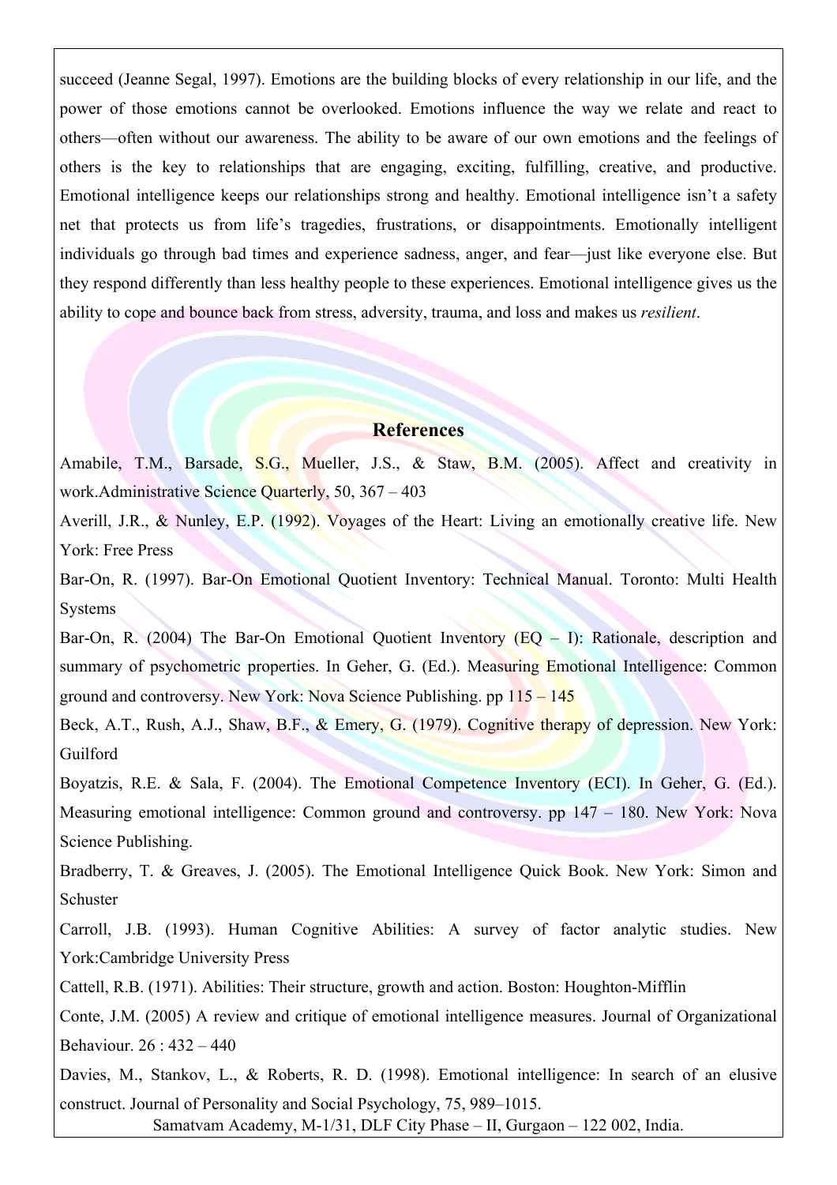succeed (Jeanne Segal, 1997). Emotions are the building blocks of every relationship in our life, and the power of those emotions cannot be overlooked. Emotions influence the way we relate and react to others—often without our awareness. The ability to be aware of our own emotions and the feelings of others is the key to relationships that are engaging, exciting, fulfilling, creative, and productive. Emotional intelligence keeps our relationships strong and healthy. Emotional intelligence isn't a safety net that protects us from life's tragedies, frustrations, or disappointments. Emotionally intelligent individuals go through bad times and experience sadness, anger, and fear—just like everyone else. But they respond differently than less healthy people to these experiences. Emotional intelligence gives us the ability to cope and bounce back from stress, adversity, trauma, and loss and makes us *resilient*.

## References

Amabile, T.M., Barsade, S.G., Mueller, J.S., & Staw, B.M. (2005). Affect and creativity in work.Administrative Science Quarterly, 50, 367 – 403

Averill, J.R., & Nunley, E.P. (1992). Voyages of the Heart: Living an emotionally creative life. New York: Free Press

Bar-On, R. (1997). Bar-On Emotional Quotient Inventory: Technical Manual. Toronto: Multi Health Systems

Bar-On, R. (2004) The Bar-On Emotional Quotient Inventory (EQ – I): Rationale, description and summary of psychometric properties. In Geher, G. (Ed.). Measuring Emotional Intelligence: Common ground and controversy. New York: Nova Science Publishing. pp 115 – 145

Beck, A.T., Rush, A.J., Shaw, B.F., & Emery, G. (1979). Cognitive therapy of depression. New York: Guilford

Boyatzis, R.E. & Sala, F. (2004). The Emotional Competence Inventory (ECI). In Geher, G. (Ed.). Measuring emotional intelligence: Common ground and controversy. pp 147 – 180. New York: Nova Science Publishing.

Bradberry, T. & Greaves, J. (2005). The Emotional Intelligence Quick Book. New York: Simon and Schuster

Carroll, J.B. (1993). Human Cognitive Abilities: A survey of factor analytic studies. New York:Cambridge University Press

Cattell, R.B. (1971). Abilities: Their structure, growth and action. Boston: Houghton-Mifflin

Conte, J.M. (2005) A review and critique of emotional intelligence measures. Journal of Organizational Behaviour. 26 : 432 – 440

Davies, M., Stankov, L., & Roberts, R. D. (1998). Emotional intelligence: In search of an elusive construct. Journal of Personality and Social Psychology, 75, 989–1015.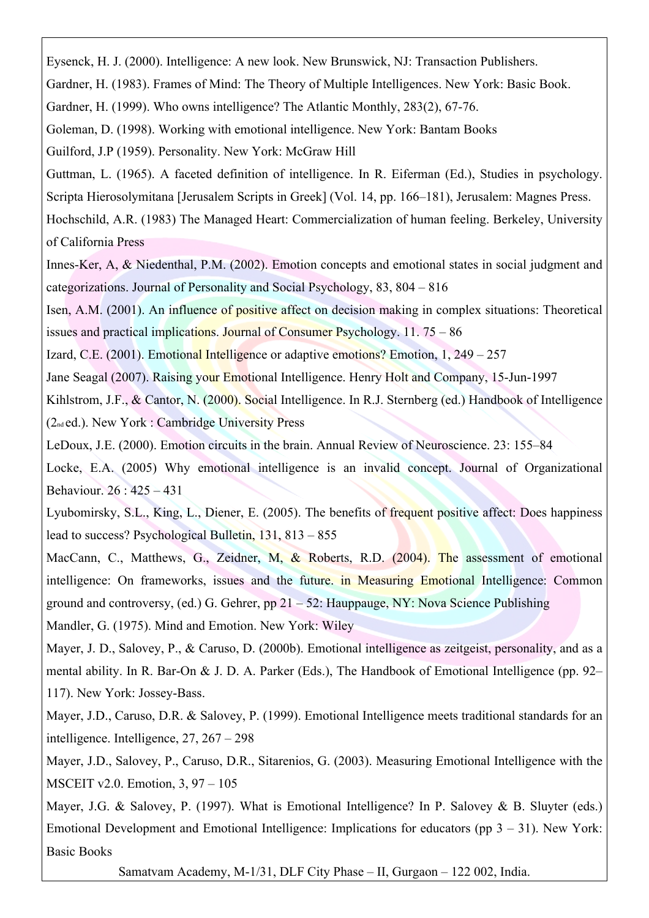Eysenck, H. J. (2000). Intelligence: A new look. New Brunswick, NJ: Transaction Publishers.

Gardner, H. (1983). Frames of Mind: The Theory of Multiple Intelligences. New York: Basic Book.

Gardner, H. (1999). Who owns intelligence? The Atlantic Monthly, 283(2), 67-76.

Goleman, D. (1998). Working with emotional intelligence. New York: Bantam Books

Guilford, J.P (1959). Personality. New York: McGraw Hill

Guttman, L. (1965). A faceted definition of intelligence. In R. Eiferman (Ed.), Studies in psychology. Scripta Hierosolymitana [Jerusalem Scripts in Greek] (Vol. 14, pp. 166–181), Jerusalem: Magnes Press.

Hochschild, A.R. (1983) The Managed Heart: Commercialization of human feeling. Berkeley, University of California Press

Innes-Ker, A, & Niedenthal, P.M. (2002). Emotion concepts and emotional states in social judgment and categorizations. Journal of Personality and Social Psychology, 83, 804 – 816

Isen, A.M. (2001). An influence of positive affect on decision making in complex situations: Theoretical issues and practical implications. Journal of Consumer Psychology. 11. 75 – 86

Izard, C.E. (2001). Emotional Intelligence or adaptive emotions? Emotion, 1, 249 – 257

Jane Seagal (2007). Raising your Emotional Intelligence. Henry Holt and Company, 15-Jun-1997

Kihlstrom, J.F., & Cantor, N. (2000). Social Intelligence. In R.J. Sternberg (ed.) Handbook of Intelligence (2nd ed.). New York : Cambridge University Press

LeDoux, J.E. (2000). Emotion circuits in the brain. Annual Review of Neuroscience. 23: 155–84

Locke, E.A. (2005) Why emotional intelligence is an invalid concept. Journal of Organizational Behaviour. 26 : 425 – 431

Lyubomirsky, S.L., King, L., Diener, E. (2005). The benefits of frequent positive affect: Does happiness lead to success? Psychological Bulletin, 131, 813 – 855

MacCann, C., Matthews, G., Zeidner, M, & Roberts, R.D. (2004). The assessment of emotional intelligence: On frameworks, issues and the future. in Measuring Emotional Intelligence: Common ground and controversy, (ed.) G. Gehrer, pp 21 – 52: Hauppauge, NY: Nova Science Publishing

Mandler, G. (1975). Mind and Emotion. New York: Wiley

Mayer, J. D., Salovey, P., & Caruso, D. (2000b). Emotional intelligence as zeitgeist, personality, and as a mental ability. In R. Bar-On & J. D. A. Parker (Eds.), The Handbook of Emotional Intelligence (pp. 92–117). New York: Jossey-Bass.

Mayer, J.D., Caruso, D.R. & Salovey, P. (1999). Emotional Intelligence meets traditional standards for an intelligence. Intelligence, 27, 267 – 298

Mayer, J.D., Salovey, P., Caruso, D.R., Sitarenios, G. (2003). Measuring Emotional Intelligence with the MSCEIT v2.0. Emotion, 3, 97 – 105

Mayer, J.G. & Salovey, P. (1997). What is Emotional Intelligence? In P. Salovey & B. Sluyter (eds.) Emotional Development and Emotional Intelligence: Implications for educators (pp 3 – 31). New York: Basic Books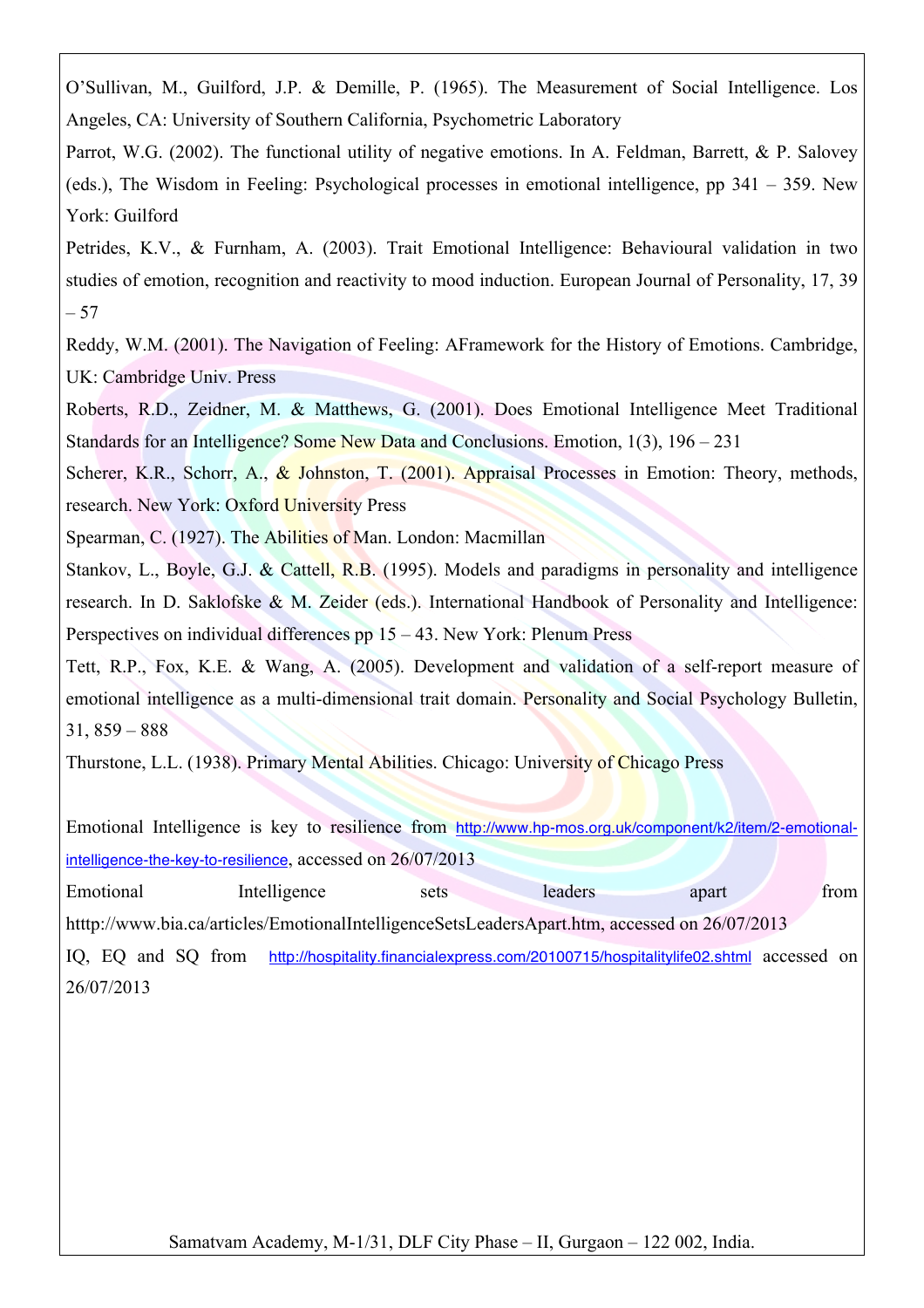O'Sullivan, M., Guilford, J.P. & Demille, P. (1965). The Measurement of Social Intelligence. Los Angeles, CA: University of Southern California, Psychometric Laboratory

Parrot, W.G. (2002). The functional utility of negative emotions. In A. Feldman, Barrett, & P. Salovey (eds.), The Wisdom in Feeling: Psychological processes in emotional intelligence, pp 341 – 359. New York: Guilford

Petrides, K.V., & Furnham, A. (2003). Trait Emotional Intelligence: Behavioural validation in two studies of emotion, recognition and reactivity to mood induction. European Journal of Personality, 17, 39 – 57

Reddy, W.M. (2001). The Navigation of Feeling: AFramework for the History of Emotions. Cambridge, UK: Cambridge Univ. Press

Roberts, R.D., Zeidner, M. & Matthews, G. (2001). Does Emotional Intelligence Meet Traditional Standards for an Intelligence? Some New Data and Conclusions. Emotion, 1(3), 196 – 231

Scherer, K.R., Schorr, A., & Johnston, T. (2001). Appraisal Processes in Emotion: Theory, methods, research. New York: Oxford University Press

Spearman, C. (1927). The Abilities of Man. London: Macmillan

Stankov, L., Boyle, G.J. & Cattell, R.B. (1995). Models and paradigms in personality and intelligence research. In D. Saklofske & M. Zeider (eds.). International Handbook of Personality and Intelligence: Perspectives on individual differences pp 15 – 43. New York: Plenum Press

Tett, R.P., Fox, K.E. & Wang, A. (2005). Development and validation of a self-report measure of emotional intelligence as a multi-dimensional trait domain. Personality and Social Psychology Bulletin, 31, 859 – 888

Thurstone, L.L. (1938). Primary Mental Abilities. Chicago: University of Chicago Press

Emotional Intelligence is key to resilience from http://www.hp-mos.org.uk/component/k2/item/2-emotional-intelligence-the-key-to-resilience, accessed on 26/07/2013

Emotional Intelligence sets leaders apart from htttp://www.bia.ca/articles/EmotionalIntelligenceSetsLeadersApart.htm, accessed on 26/07/2013

IQ, EQ and SQ from http://hospitality.financialexpress.com/20100715/hospitalitylife02.shtml accessed on 26/07/2013

Samatvam Academy, M-1/31, DLF City Phase – II, Gurgaon – 122 002, India.